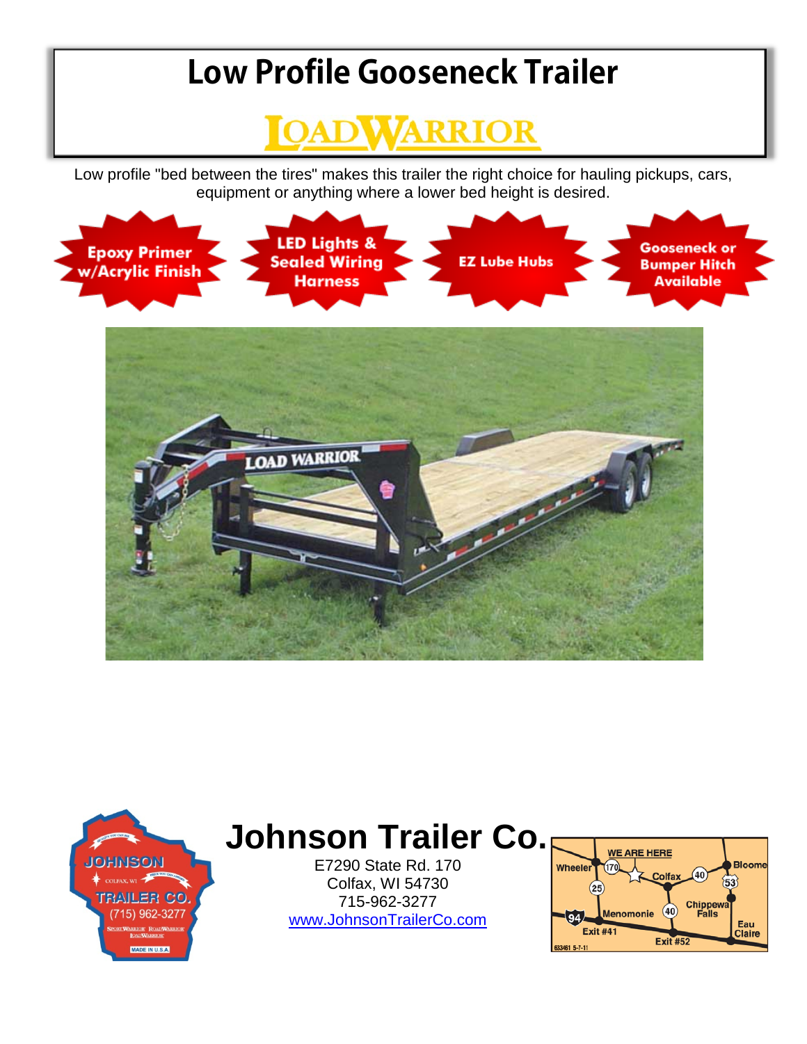# Low Profile Gooseneck Trailer

## LOAD WARRIOR

Low profile "bed between the tires" makes this trailer the right choice for hauling pickups, cars, equipment or anything where a lower bed height is desired.

- Epoxy Primer w/Acrylic Finish
- LED Lights & Sealed Wiring Harness
- EZ Lube Hubs
- Gooseneck or Bumper Hitch Available

## Johnson Trailer Co.

E7290 State Rd. 170
Colfax, WI 54730
715-962-3277
www.JohnsonTrailerCo.com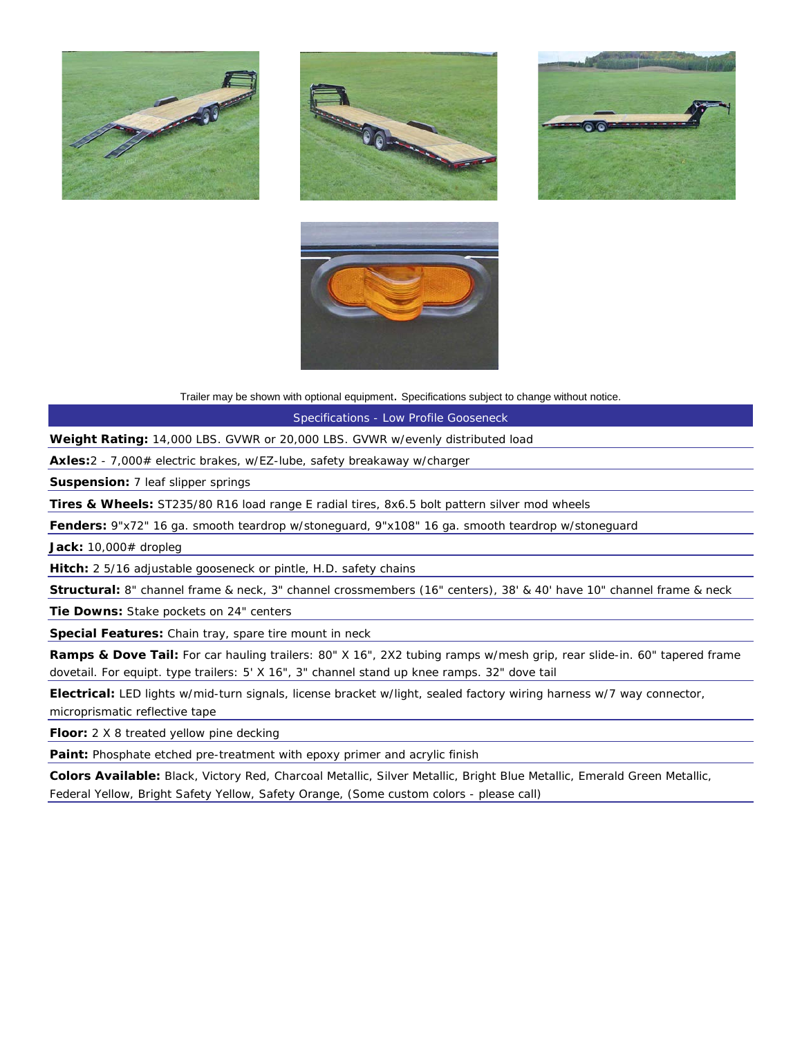Trailer may be shown with optional equipment. Specifications subject to change without notice.

## Specifications - Low Profile Gooseneck

**Weight Rating:** 14,000 LBS. GVWR or 20,000 LBS. GVWR w/evenly distributed load

**Axles:**2 - 7,000# electric brakes, w/EZ-lube, safety breakaway w/charger

**Suspension:** 7 leaf slipper springs

**Tires & Wheels:** ST235/80 R16 load range E radial tires, 8x6.5 bolt pattern silver mod wheels

**Fenders:** 9"x72" 16 ga. smooth teardrop w/stoneguard, 9"x108" 16 ga. smooth teardrop w/stoneguard

**Jack:** 10,000# dropleg

**Hitch:** 2 5/16 adjustable gooseneck or pintle, H.D. safety chains

**Structural:** 8" channel frame & neck, 3" channel crossmembers (16" centers), 38' & 40' have 10" channel frame & neck

**Tie Downs:** Stake pockets on 24" centers

**Special Features:** Chain tray, spare tire mount in neck

**Ramps & Dove Tail:** For car hauling trailers: 80" X 16", 2X2 tubing ramps w/mesh grip, rear slide-in. 60" tapered frame dovetail. For equipt. type trailers: 5' X 16", 3" channel stand up knee ramps. 32" dove tail

**Electrical:** LED lights w/mid-turn signals, license bracket w/light, sealed factory wiring harness w/7 way connector, microprismatic reflective tape

**Floor:** 2 X 8 treated yellow pine decking

**Paint:** Phosphate etched pre-treatment with epoxy primer and acrylic finish

**Colors Available:** Black, Victory Red, Charcoal Metallic, Silver Metallic, Bright Blue Metallic, Emerald Green Metallic, Federal Yellow, Bright Safety Yellow, Safety Orange, (Some custom colors - please call)